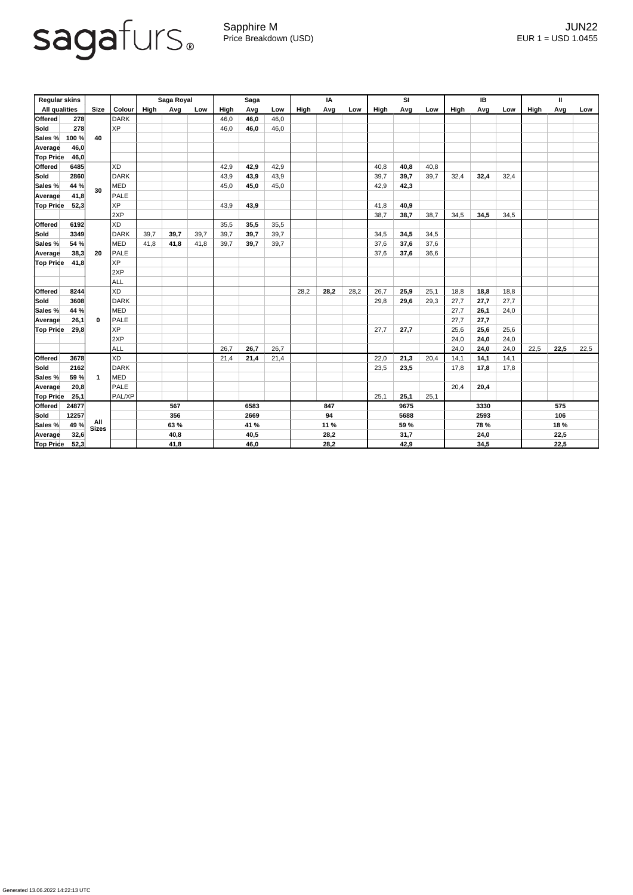# sagafurs

Sapphire M
Price Breakdown (USD)

JUN22
EUR 1 = USD 1.0455

| Regular skins | | | | Saga Royal | | | Saga | | | IA | | | SI | | | IB | | | II | | |
|---|---|---|---|---|---|---|---|---|---|---|---|---|---|---|---|---|---|---|---|---|---|
| All qualities | | Size | Colour | High | Avg | Low | High | Avg | Low | High | Avg | Low | High | Avg | Low | High | Avg | Low | High | Avg | Low |
| **Offered** | **278** | **40** | DARK | | | | 46,0 | **46,0** | 46,0 | | | | | | | | | | | | |
| **Sold** | **278** | | XP | | | | 46,0 | **46,0** | 46,0 | | | | | | | | | | | | |
| **Sales %** | **100 %** | | | | | | | | | | | | | | | | | | | | |
| **Average** | **46,0** | | | | | | | | | | | | | | | | | | | | |
| **Top Price** | **46,0** | | | | | | | | | | | | | | | | | | | | |
| **Offered** | **6485** | **30** | XD | | | | 42,9 | **42,9** | 42,9 | | | | 40,8 | **40,8** | 40,8 | | | | | | |
| **Sold** | **2860** | | DARK | | | | 43,9 | **43,9** | 43,9 | | | | 39,7 | **39,7** | 39,7 | 32,4 | **32,4** | 32,4 | | | |
| **Sales %** | **44 %** | | MED | | | | 45,0 | **45,0** | 45,0 | | | | 42,9 | **42,3** | | | | | | | |
| **Average** | **41,8** | | PALE | | | | | | | | | | | | | | | | | | |
| **Top Price** | **52,3** | | XP | | | | 43,9 | **43,9** | | | | | 41,8 | **40,9** | | | | | | | |
| | | | 2XP | | | | | | | | | | 38,7 | **38,7** | 38,7 | 34,5 | **34,5** | 34,5 | | | |
| **Offered** | **6192** | **20** | XD | | | | 35,5 | **35,5** | 35,5 | | | | | | | | | | | | |
| **Sold** | **3349** | | DARK | 39,7 | **39,7** | 39,7 | 39,7 | **39,7** | 39,7 | | | | 34,5 | **34,5** | 34,5 | | | | | | |
| **Sales %** | **54 %** | | MED | 41,8 | **41,8** | 41,8 | 39,7 | **39,7** | 39,7 | | | | 37,6 | **37,6** | 37,6 | | | | | | |
| **Average** | **38,3** | | PALE | | | | | | | | | | 37,6 | **37,6** | 36,6 | | | | | | |
| **Top Price** | **41,8** | | XP | | | | | | | | | | | | | | | | | | |
| | | | 2XP | | | | | | | | | | | | | | | | | | |
| | | | ALL | | | | | | | | | | | | | | | | | | |
| **Offered** | **8244** | **0** | XD | | | | | | | 28,2 | **28,2** | 28,2 | 26,7 | **25,9** | 25,1 | 18,8 | **18,8** | 18,8 | | | |
| **Sold** | **3608** | | DARK | | | | | | | | | | 29,8 | **29,6** | 29,3 | 27,7 | **27,7** | 27,7 | | | |
| **Sales %** | **44 %** | | MED | | | | | | | | | | | | | 27,7 | **26,1** | 24,0 | | | |
| **Average** | **26,1** | | PALE | | | | | | | | | | | | | 27,7 | **27,7** | | | | |
| **Top Price** | **29,8** | | XP | | | | | | | | | | 27,7 | **27,7** | | 25,6 | **25,6** | 25,6 | | | |
| | | | 2XP | | | | | | | | | | | | | 24,0 | **24,0** | 24,0 | | | |
| | | | ALL | | | | 26,7 | **26,7** | 26,7 | | | | | | | 24,0 | **24,0** | 24,0 | 22,5 | **22,5** | 22,5 |
| **Offered** | **3678** | **1** | XD | | | | 21,4 | **21,4** | 21,4 | | | | 22,0 | **21,3** | 20,4 | 14,1 | **14,1** | 14,1 | | | |
| **Sold** | **2162** | | DARK | | | | | | | | | | 23,5 | **23,5** | | 17,8 | **17,8** | 17,8 | | | |
| **Sales %** | **59 %** | | MED | | | | | | | | | | | | | | | | | | |
| **Average** | **20,8** | | PALE | | | | | | | | | | | | | 20,4 | **20,4** | | | | |
| **Top Price** | **25,1** | | PAL/XP | | | | | | | | | | 25,1 | **25,1** | 25,1 | | | | | | |
| **Offered** | **24877** | **All Sizes** | | | **567** | | | **6583** | | | **847** | | | **9675** | | | **3330** | | | **575** | |
| **Sold** | **12257** | | | | **356** | | | **2669** | | | **94** | | | **5688** | | | **2593** | | | **106** | |
| **Sales %** | **49 %** | | | | **63 %** | | | **41 %** | | | **11 %** | | | **59 %** | | | **78 %** | | | **18 %** | |
| **Average** | **32,6** | | | | **40,8** | | | **40,5** | | | **28,2** | | | **31,7** | | | **24,0** | | | **22,5** | |
| **Top Price** | **52,3** | | | | **41,8** | | | **46,0** | | | **28,2** | | | **42,9** | | | **34,5** | | | **22,5** | |

Generated 13.06.2022 14:22:13 UTC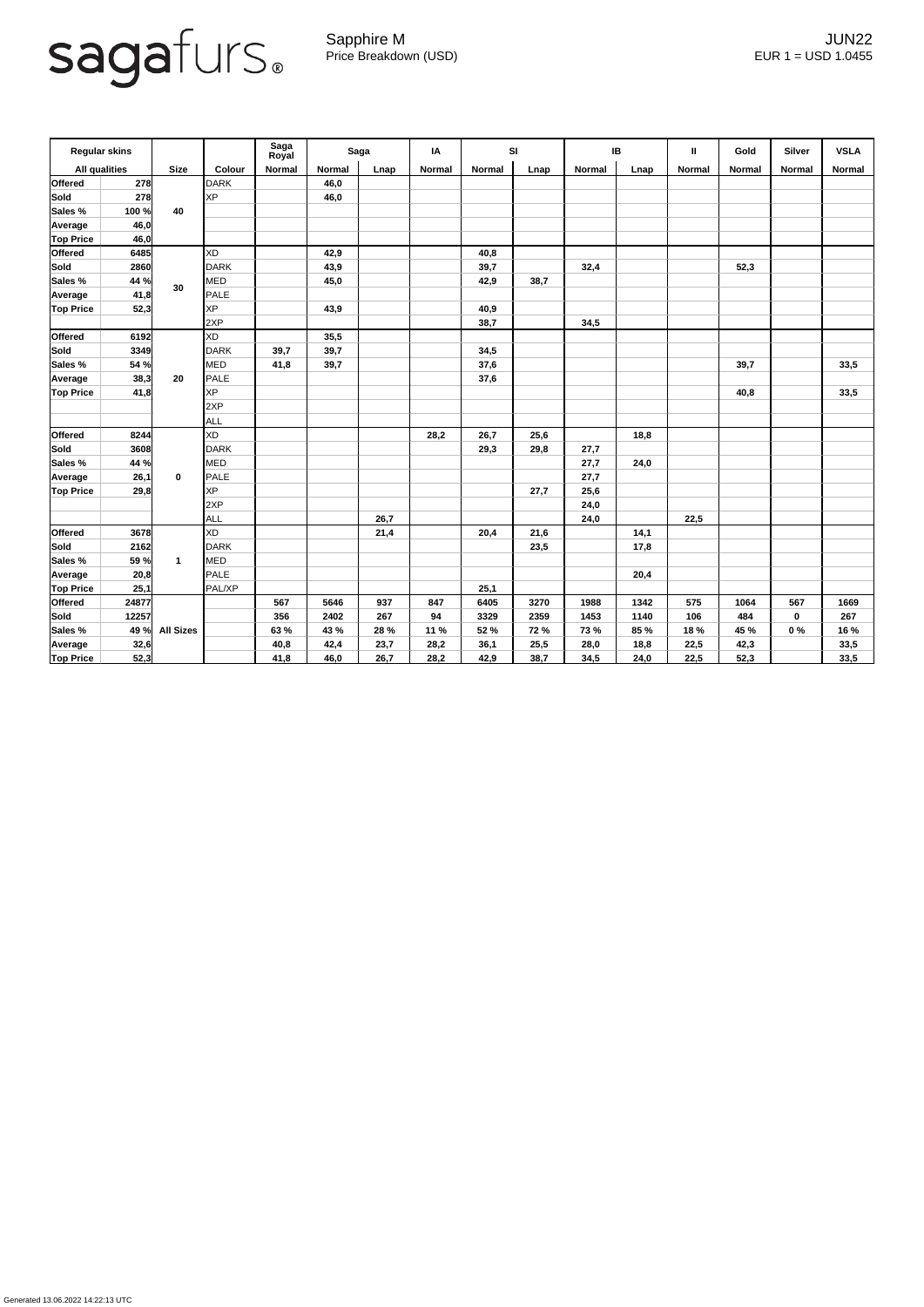# Sapphire M
Price Breakdown (USD)

JUN22
EUR 1 = USD 1.0455

| Regular skins | | | | Saga Royal | Saga | | IA | SI | | IB | | II | Gold | Silver | VSLA |
|---|---|---|---|---|---|---|---|---|---|---|---|---|---|---|---|
| All qualities | | Size | Colour | Normal | Normal | Lnap | Normal | Normal | Lnap | Normal | Lnap | Normal | Normal | Normal | Normal |
| Offered | 278 | 40 | DARK | | 46,0 | | | | | | | | | | |
| Sold | 278 | | XP | | 46,0 | | | | | | | | | | |
| Sales % | 100 % | | | | | | | | | | | | | | |
| Average | 46,0 | | | | | | | | | | | | | | |
| Top Price | 46,0 | | | | | | | | | | | | | | |
| Offered | 6485 | 30 | XD | | 42,9 | | | 40,8 | | | | | | | |
| Sold | 2860 | | DARK | | 43,9 | | | 39,7 | | 32,4 | | | 52,3 | | |
| Sales % | 44 % | | MED | | 45,0 | | | 42,9 | 38,7 | | | | | | |
| Average | 41,8 | | PALE | | | | | | | | | | | | |
| Top Price | 52,3 | | XP | | 43,9 | | | 40,9 | | | | | | | |
| | | | 2XP | | | | | 38,7 | | 34,5 | | | | | |
| Offered | 6192 | 20 | XD | | 35,5 | | | | | | | | | | |
| Sold | 3349 | | DARK | 39,7 | 39,7 | | | 34,5 | | | | | | | |
| Sales % | 54 % | | MED | 41,8 | 39,7 | | | 37,6 | | | | | 39,7 | | 33,5 |
| Average | 38,3 | | PALE | | | | | 37,6 | | | | | | | |
| Top Price | 41,8 | | XP | | | | | | | | | | 40,8 | | 33,5 |
| | | | 2XP | | | | | | | | | | | | |
| | | | ALL | | | | | | | | | | | | |
| Offered | 8244 | 0 | XD | | | | 28,2 | 26,7 | 25,6 | | 18,8 | | | | |
| Sold | 3608 | | DARK | | | | | 29,3 | 29,8 | 27,7 | | | | | |
| Sales % | 44 % | | MED | | | | | | | 27,7 | 24,0 | | | | |
| Average | 26,1 | | PALE | | | | | | | 27,7 | | | | | |
| Top Price | 29,8 | | XP | | | | | | 27,7 | 25,6 | | | | | |
| | | | 2XP | | | | | | | 24,0 | | | | | |
| | | | ALL | | | 26,7 | | | | 24,0 | | 22,5 | | | |
| Offered | 3678 | 1 | XD | | | | | 20,4 | 21,6 | | 14,1 | | | | |
| Sold | 2162 | | DARK | | | | | | 23,5 | | 17,8 | | | | |
| Sales % | 59 % | | MED | | | | | | | | | | | | |
| Average | 20,8 | | PALE | | | | | | | | 20,4 | | | | |
| Top Price | 25,1 | | PAL/XP | | | | | 25,1 | | | | | | | |
| Offered | 24877 | All Sizes | | 567 | 5646 | 937 | 847 | 6405 | 3270 | 1988 | 1342 | 575 | 1064 | 567 | 1669 |
| Sold | 12257 | | | 356 | 2402 | 267 | 94 | 3329 | 2359 | 1453 | 1140 | 106 | 484 | 0 | 267 |
| Sales % | 49 % | | | 63 % | 43 % | 28 % | 11 % | 52 % | 72 % | 73 % | 85 % | 18 % | 45 % | 0 % | 16 % |
| Average | 32,6 | | | 40,8 | 42,4 | 23,7 | 28,2 | 36,1 | 25,5 | 28,0 | 18,8 | 22,5 | 42,3 | | 33,5 |
| Top Price | 52,3 | | | 41,8 | 46,0 | 26,7 | 28,2 | 42,9 | 38,7 | 34,5 | 24,0 | 22,5 | 52,3 | | 33,5 |

Generated 13.06.2022 14:22:13 UTC